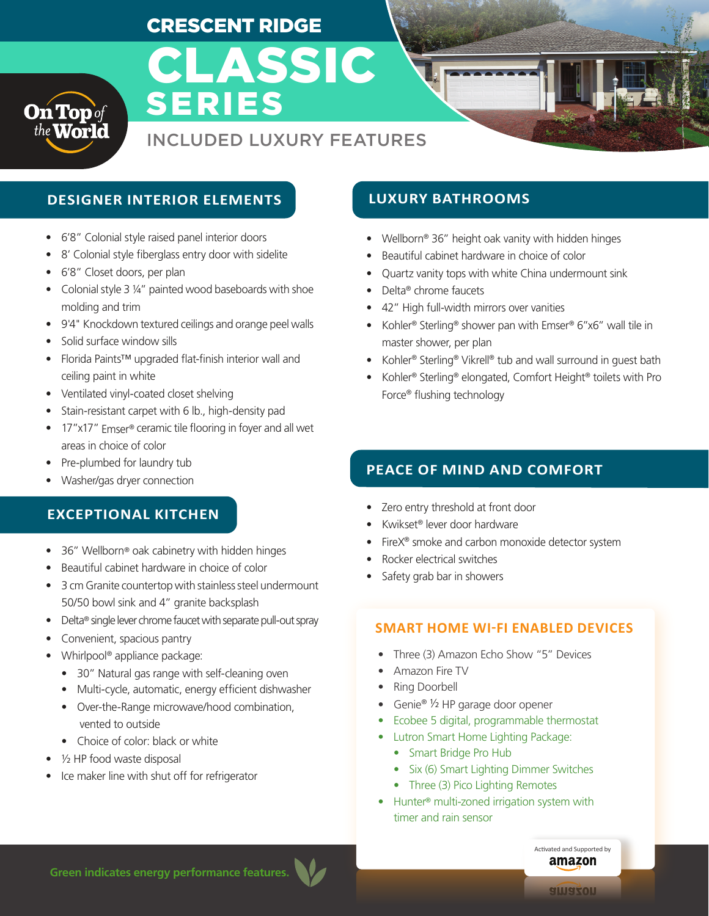# CRESCENT RIDGE

# CLASSIC SERIES

On Top of the World

## INCLUDED LUXURY FEATURES

### DESIGNER INTERIOR ELEMENTS

- 6'8" Colonial style raised panel interior doors
- 8' Colonial style fiberglass entry door with sidelite
- 6'8" Closet doors, per plan
- Colonial style 3 ¼" painted wood baseboards with shoe molding and trim
- 9'4" Knockdown textured ceilings and orange peel walls
- Solid surface window sills
- Florida Paints™ upgraded flat-finish interior wall and ceiling paint in white
- Ventilated vinyl-coated closet shelving
- Stain-resistant carpet with 6 lb., high-density pad
- 17"x17" Emser® ceramic tile flooring in foyer and all wet areas in choice of color
- Pre-plumbed for laundry tub
- Washer/gas dryer connection

### EXCEPTIONAL KITCHEN

- 36" Wellborn® oak cabinetry with hidden hinges
- Beautiful cabinet hardware in choice of color
- 3 cm Granite countertop with stainless steel undermount 50/50 bowl sink and 4" granite backsplash
- Delta® single lever chrome faucet with separate pull-out spray
- Convenient, spacious pantry
- Whirlpool® appliance package:
  - 30" Natural gas range with self-cleaning oven
  - Multi-cycle, automatic, energy efficient dishwasher
  - Over-the-Range microwave/hood combination, vented to outside
  - Choice of color: black or white
- ½ HP food waste disposal
- Ice maker line with shut off for refrigerator

### LUXURY BATHROOMS

- Wellborn® 36" height oak vanity with hidden hinges
- Beautiful cabinet hardware in choice of color
- Quartz vanity tops with white China undermount sink
- Delta® chrome faucets
- 42" High full-width mirrors over vanities
- Kohler® Sterling® shower pan with Emser® 6"x6" wall tile in master shower, per plan
- Kohler® Sterling® Vikrell® tub and wall surround in guest bath
- Kohler® Sterling® elongated, Comfort Height® toilets with Pro Force® flushing technology

### PEACE OF MIND AND COMFORT

- Zero entry threshold at front door
- Kwikset® lever door hardware
- FireX® smoke and carbon monoxide detector system
- Rocker electrical switches
- Safety grab bar in showers

### SMART HOME WI-FI ENABLED DEVICES

- Three (3) Amazon Echo Show "5" Devices
- Amazon Fire TV
- Ring Doorbell
- Genie® ½ HP garage door opener
- Ecobee 5 digital, programmable thermostat
- Lutron Smart Home Lighting Package:
  - Smart Bridge Pro Hub
  - Six (6) Smart Lighting Dimmer Switches
  - Three (3) Pico Lighting Remotes
- Hunter® multi-zoned irrigation system with timer and rain sensor

Activated and Supported by amazon

Green indicates energy performance features.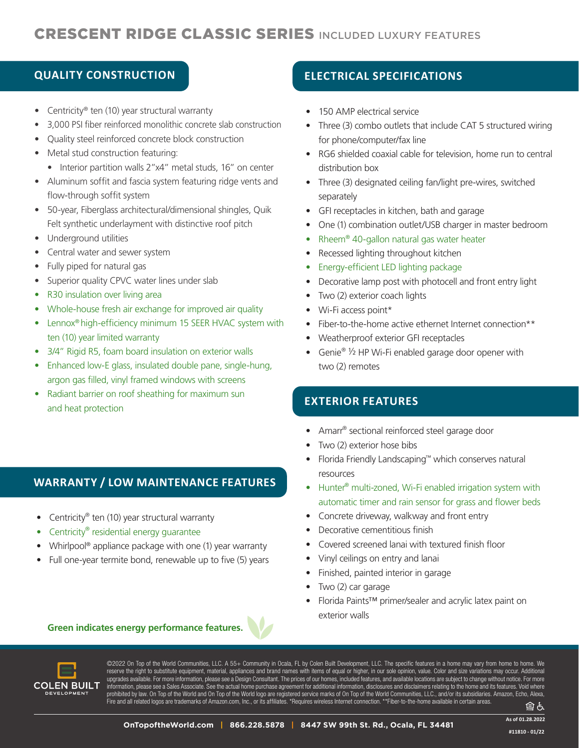# CRESCENT RIDGE CLASSIC SERIES INCLUDED LUXURY FEATURES

## QUALITY CONSTRUCTION

- Centricity® ten (10) year structural warranty
- 3,000 PSI fiber reinforced monolithic concrete slab construction
- Quality steel reinforced concrete block construction
- Metal stud construction featuring:
  - Interior partition walls 2"x4" metal studs, 16" on center
- Aluminum soffit and fascia system featuring ridge vents and flow-through soffit system
- 50-year, Fiberglass architectural/dimensional shingles, Quik Felt synthetic underlayment with distinctive roof pitch
- Underground utilities
- Central water and sewer system
- Fully piped for natural gas
- Superior quality CPVC water lines under slab
- R30 insulation over living area
- Whole-house fresh air exchange for improved air quality
- Lennox® high-efficiency minimum 15 SEER HVAC system with ten (10) year limited warranty
- 3/4" Rigid R5, foam board insulation on exterior walls
- Enhanced low-E glass, insulated double pane, single-hung, argon gas filled, vinyl framed windows with screens
- Radiant barrier on roof sheathing for maximum sun and heat protection

## WARRANTY / LOW MAINTENANCE FEATURES

- Centricity® ten (10) year structural warranty
- Centricity® residential energy guarantee
- Whirlpool® appliance package with one (1) year warranty
- Full one-year termite bond, renewable up to five (5) years

**Green indicates energy performance features.**

## ELECTRICAL SPECIFICATIONS

- 150 AMP electrical service
- Three (3) combo outlets that include CAT 5 structured wiring for phone/computer/fax line
- RG6 shielded coaxial cable for television, home run to central distribution box
- Three (3) designated ceiling fan/light pre-wires, switched separately
- GFI receptacles in kitchen, bath and garage
- One (1) combination outlet/USB charger in master bedroom
- Rheem® 40-gallon natural gas water heater
- Recessed lighting throughout kitchen
- Energy-efficient LED lighting package
- Decorative lamp post with photocell and front entry light
- Two (2) exterior coach lights
- Wi-Fi access point*
- Fiber-to-the-home active ethernet Internet connection**
- Weatherproof exterior GFI receptacles
- Genie® ½ HP Wi-Fi enabled garage door opener with two (2) remotes

## EXTERIOR FEATURES

- Amarr® sectional reinforced steel garage door
- Two (2) exterior hose bibs
- Florida Friendly Landscaping™ which conserves natural resources
- Hunter® multi-zoned, Wi-Fi enabled irrigation system with automatic timer and rain sensor for grass and flower beds
- Concrete driveway, walkway and front entry
- Decorative cementitious finish
- Covered screened lanai with textured finish floor
- Vinyl ceilings on entry and lanai
- Finished, painted interior in garage
- Two (2) car garage
- Florida Paints™ primer/sealer and acrylic latex paint on exterior walls

COLEN BUILT DEVELOPMENT

©2022 On Top of the World Communities, LLC. A 55+ Community in Ocala, FL by Colen Built Development, LLC. The specific features in a home may vary from home to home. We reserve the right to substitute equipment, material, appliances and brand names with items of equal or higher, in our sole opinion, value. Color and size variations may occur. Additional upgrades available. For more information, please see a Design Consultant. The prices of our homes, included features, and available locations are subject to change without notice. For more information, please see a Sales Associate. See the actual home purchase agreement for additional information, disclosures and disclaimers relating to the home and its features. Void where prohibited by law. On Top of the World and On Top of the World logo are registered service marks of On Top of the World Communities, LLC., and/or its subsidiaries. Amazon, Echo, Alexa, Fire and all related logos are trademarks of Amazon.com, Inc., or its affiliates. *Requires wireless Internet connection. **Fiber-to-the-home available in certain areas.

OnTopoftheWorld.com | 866.228.5878 | 8447 SW 99th St. Rd., Ocala, FL 34481

As of 01.28.2022

#11810 - 01/22